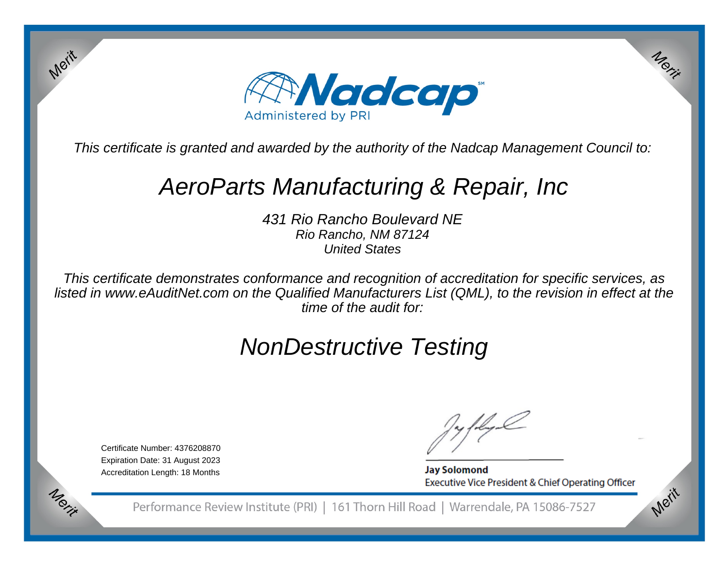Merit

# Nadcap

Administered by PRI

*This certificate is granted and awarded by the authority of the Nadcap Management Council to:*

## *AeroParts Manufacturing & Repair, Inc*

*431 Rio Rancho Boulevard NE*
*Rio Rancho, NM 87124*
*United States*

*This certificate demonstrates conformance and recognition of accreditation for specific services, as listed in www.eAuditNet.com on the Qualified Manufacturers List (QML), to the revision in effect at the time of the audit for:*

## *NonDestructive Testing*

Certificate Number: 4376208870
Expiration Date: 31 August 2023
Accreditation Length: 18 Months

**Jay Solomond**
Executive Vice President & Chief Operating Officer

Performance Review Institute (PRI) | 161 Thorn Hill Road | Warrendale, PA 15086-7527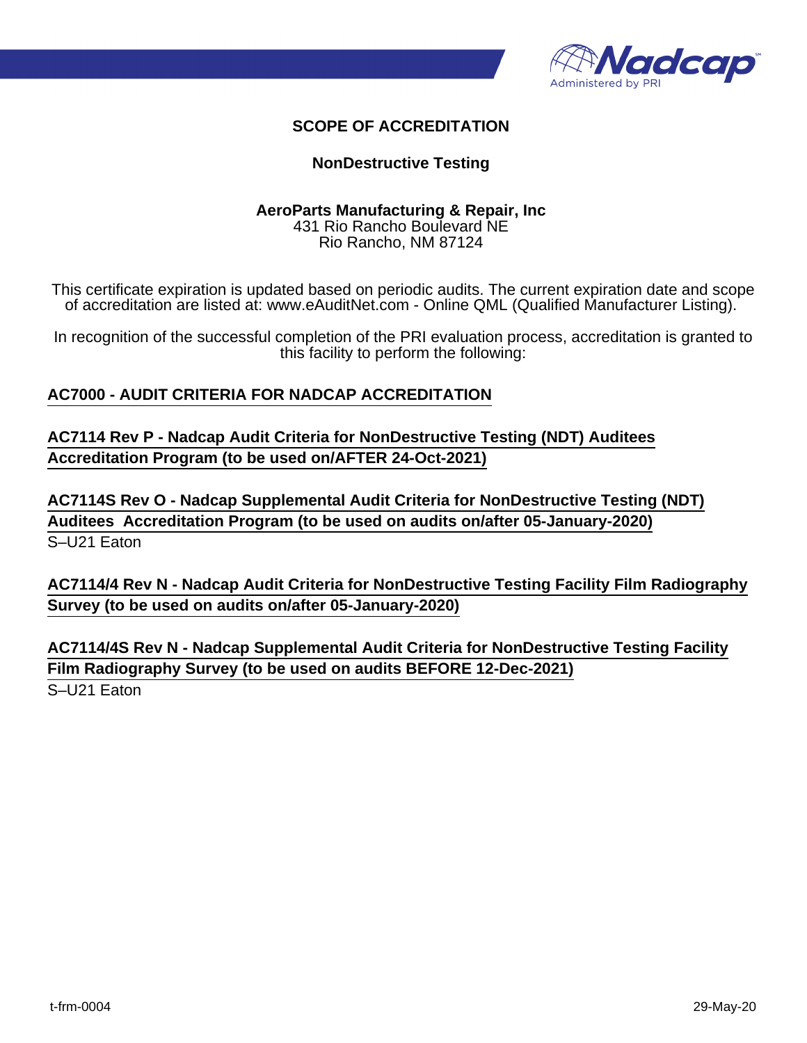## SCOPE OF ACCREDITATION

### NonDestructive Testing

**AeroParts Manufacturing & Repair, Inc**
431 Rio Rancho Boulevard NE
Rio Rancho, NM 87124

This certificate expiration is updated based on periodic audits. The current expiration date and scope of accreditation are listed at: www.eAuditNet.com - Online QML (Qualified Manufacturer Listing).

In recognition of the successful completion of the PRI evaluation process, accreditation is granted to this facility to perform the following:

**AC7000 - AUDIT CRITERIA FOR NADCAP ACCREDITATION**

**AC7114 Rev P - Nadcap Audit Criteria for NonDestructive Testing (NDT) Auditees Accreditation Program (to be used on/AFTER 24-Oct-2021)**

**AC7114S Rev O - Nadcap Supplemental Audit Criteria for NonDestructive Testing (NDT) Auditees Accreditation Program (to be used on audits on/after 05-January-2020)**
S–U21 Eaton

**AC7114/4 Rev N - Nadcap Audit Criteria for NonDestructive Testing Facility Film Radiography Survey (to be used on audits on/after 05-January-2020)**

**AC7114/4S Rev N - Nadcap Supplemental Audit Criteria for NonDestructive Testing Facility Film Radiography Survey (to be used on audits BEFORE 12-Dec-2021)**
S–U21 Eaton

t-frm-0004 29-May-20